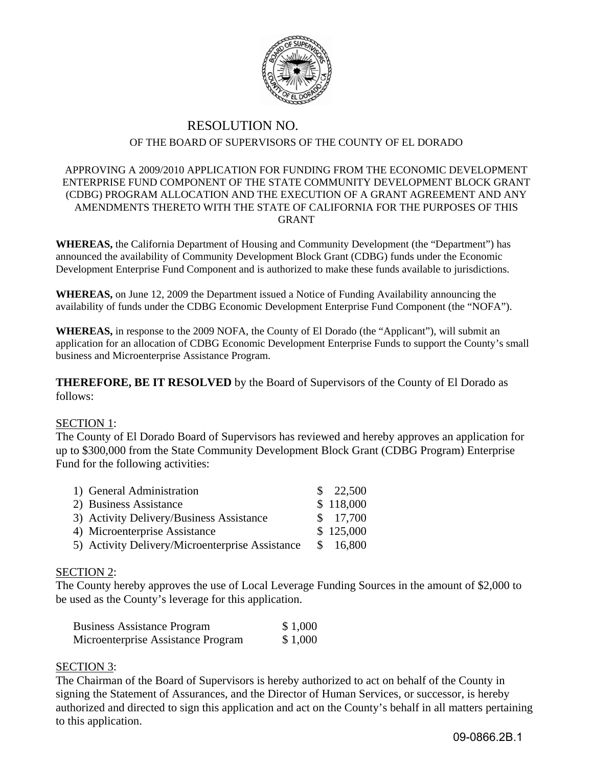# RESOLUTION NO.

## OF THE BOARD OF SUPERVISORS OF THE COUNTY OF EL DORADO

APPROVING A 2009/2010 APPLICATION FOR FUNDING FROM THE ECONOMIC DEVELOPMENT ENTERPRISE FUND COMPONENT OF THE STATE COMMUNITY DEVELOPMENT BLOCK GRANT (CDBG) PROGRAM ALLOCATION AND THE EXECUTION OF A GRANT AGREEMENT AND ANY AMENDMENTS THERETO WITH THE STATE OF CALIFORNIA FOR THE PURPOSES OF THIS GRANT

**WHEREAS,** the California Department of Housing and Community Development (the "Department") has announced the availability of Community Development Block Grant (CDBG) funds under the Economic Development Enterprise Fund Component and is authorized to make these funds available to jurisdictions.

**WHEREAS,** on June 12, 2009 the Department issued a Notice of Funding Availability announcing the availability of funds under the CDBG Economic Development Enterprise Fund Component (the "NOFA").

**WHEREAS,** in response to the 2009 NOFA, the County of El Dorado (the "Applicant"), will submit an application for an allocation of CDBG Economic Development Enterprise Funds to support the County's small business and Microenterprise Assistance Program.

**THEREFORE, BE IT RESOLVED** by the Board of Supervisors of the County of El Dorado as follows:

SECTION 1:

The County of El Dorado Board of Supervisors has reviewed and hereby approves an application for up to $300,000 from the State Community Development Block Grant (CDBG Program) Enterprise Fund for the following activities:

| Activity | Amount |
|---|---|
| 1) General Administration | $ 22,500 |
| 2) Business Assistance | $ 118,000 |
| 3) Activity Delivery/Business Assistance | $ 17,700 |
| 4) Microenterprise Assistance | $ 125,000 |
| 5) Activity Delivery/Microenterprise Assistance | $ 16,800 |

SECTION 2:

The County hereby approves the use of Local Leverage Funding Sources in the amount of $2,000 to be used as the County's leverage for this application.

| Program | Amount |
|---|---|
| Business Assistance Program | $ 1,000 |
| Microenterprise Assistance Program | $ 1,000 |

SECTION 3:

The Chairman of the Board of Supervisors is hereby authorized to act on behalf of the County in signing the Statement of Assurances, and the Director of Human Services, or successor, is hereby authorized and directed to sign this application and act on the County's behalf in all matters pertaining to this application.

09-0866.2B.1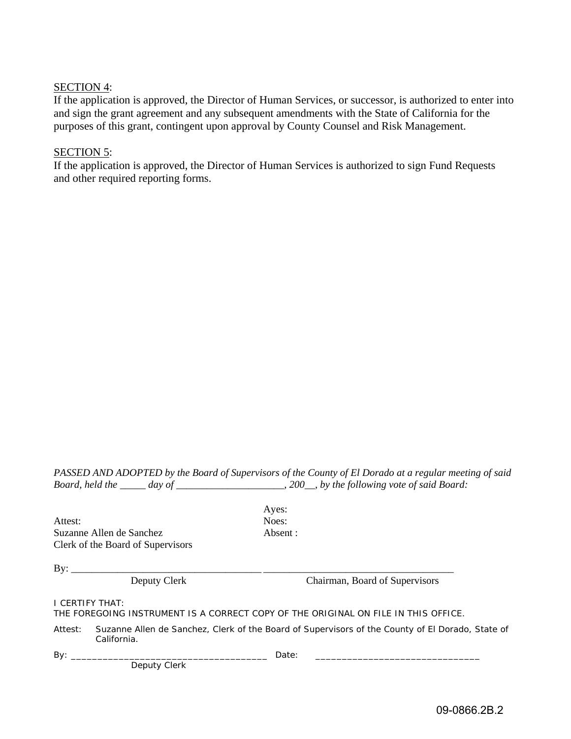SECTION 4:
If the application is approved, the Director of Human Services, or successor, is authorized to enter into and sign the grant agreement and any subsequent amendments with the State of California for the purposes of this grant, contingent upon approval by County Counsel and Risk Management.

SECTION 5:
If the application is approved, the Director of Human Services is authorized to sign Fund Requests and other required reporting forms.

*PASSED AND ADOPTED by the Board of Supervisors of the County of El Dorado at a regular meeting of said Board, held the _____ day of _____________________, 200__, by the following vote of said Board:*

Ayes:
Noes:
Absent :

Attest:
Suzanne Allen de Sanchez
Clerk of the Board of Supervisors

By: ______________________________________ ______________________________________
Deputy Clerk                                                            Chairman, Board of Supervisors

I CERTIFY THAT:
THE FOREGOING INSTRUMENT IS A CORRECT COPY OF THE ORIGINAL ON FILE IN THIS OFFICE.

Attest: Suzanne Allen de Sanchez, Clerk of the Board of Supervisors of the County of El Dorado, State of California.

By: ______________________________________ Date: ______________________________
Deputy Clerk

09-0866.2B.2